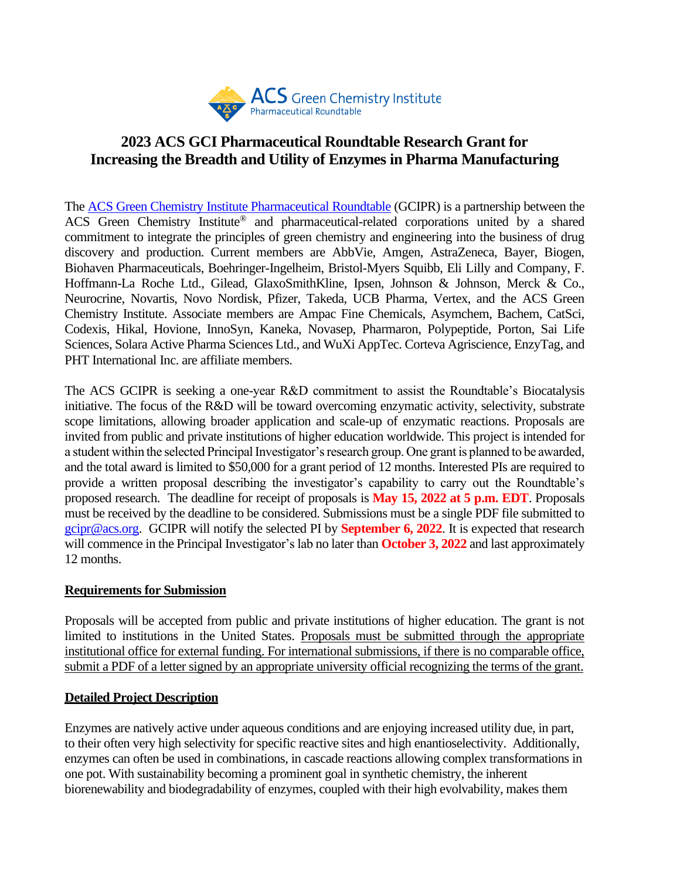# 2023 ACS GCI Pharmaceutical Roundtable Research Grant for Increasing the Breadth and Utility of Enzymes in Pharma Manufacturing

The [ACS Green Chemistry Institute Pharmaceutical Roundtable](#) (GCIPR) is a partnership between the ACS Green Chemistry Institute® and pharmaceutical-related corporations united by a shared commitment to integrate the principles of green chemistry and engineering into the business of drug discovery and production. Current members are AbbVie, Amgen, AstraZeneca, Bayer, Biogen, Biohaven Pharmaceuticals, Boehringer-Ingelheim, Bristol-Myers Squibb, Eli Lilly and Company, F. Hoffmann-La Roche Ltd., Gilead, GlaxoSmithKline, Ipsen, Johnson & Johnson, Merck & Co., Neurocrine, Novartis, Novo Nordisk, Pfizer, Takeda, UCB Pharma, Vertex, and the ACS Green Chemistry Institute. Associate members are Ampac Fine Chemicals, Asymchem, Bachem, CatSci, Codexis, Hikal, Hovione, InnoSyn, Kaneka, Novasep, Pharmaron, Polypeptide, Porton, Sai Life Sciences, Solara Active Pharma Sciences Ltd., and WuXi AppTec. Corteva Agriscience, EnzyTag, and PHT International Inc. are affiliate members.

The ACS GCIPR is seeking a one-year R&D commitment to assist the Roundtable's Biocatalysis initiative. The focus of the R&D will be toward overcoming enzymatic activity, selectivity, substrate scope limitations, allowing broader application and scale-up of enzymatic reactions. Proposals are invited from public and private institutions of higher education worldwide. This project is intended for a student within the selected Principal Investigator's research group. One grant is planned to be awarded, and the total award is limited to $50,000 for a grant period of 12 months. Interested PIs are required to provide a written proposal describing the investigator's capability to carry out the Roundtable's proposed research. The deadline for receipt of proposals is **May 15, 2022 at 5 p.m. EDT**. Proposals must be received by the deadline to be considered. Submissions must be a single PDF file submitted to [gcipr@acs.org](mailto:gcipr@acs.org). GCIPR will notify the selected PI by **September 6, 2022**. It is expected that research will commence in the Principal Investigator's lab no later than **October 3, 2022** and last approximately 12 months.

## Requirements for Submission

Proposals will be accepted from public and private institutions of higher education. The grant is not limited to institutions in the United States. Proposals must be submitted through the appropriate institutional office for external funding. For international submissions, if there is no comparable office, submit a PDF of a letter signed by an appropriate university official recognizing the terms of the grant.

## Detailed Project Description

Enzymes are natively active under aqueous conditions and are enjoying increased utility due, in part, to their often very high selectivity for specific reactive sites and high enantioselectivity. Additionally, enzymes can often be used in combinations, in cascade reactions allowing complex transformations in one pot. With sustainability becoming a prominent goal in synthetic chemistry, the inherent biorenewability and biodegradability of enzymes, coupled with their high evolvability, makes them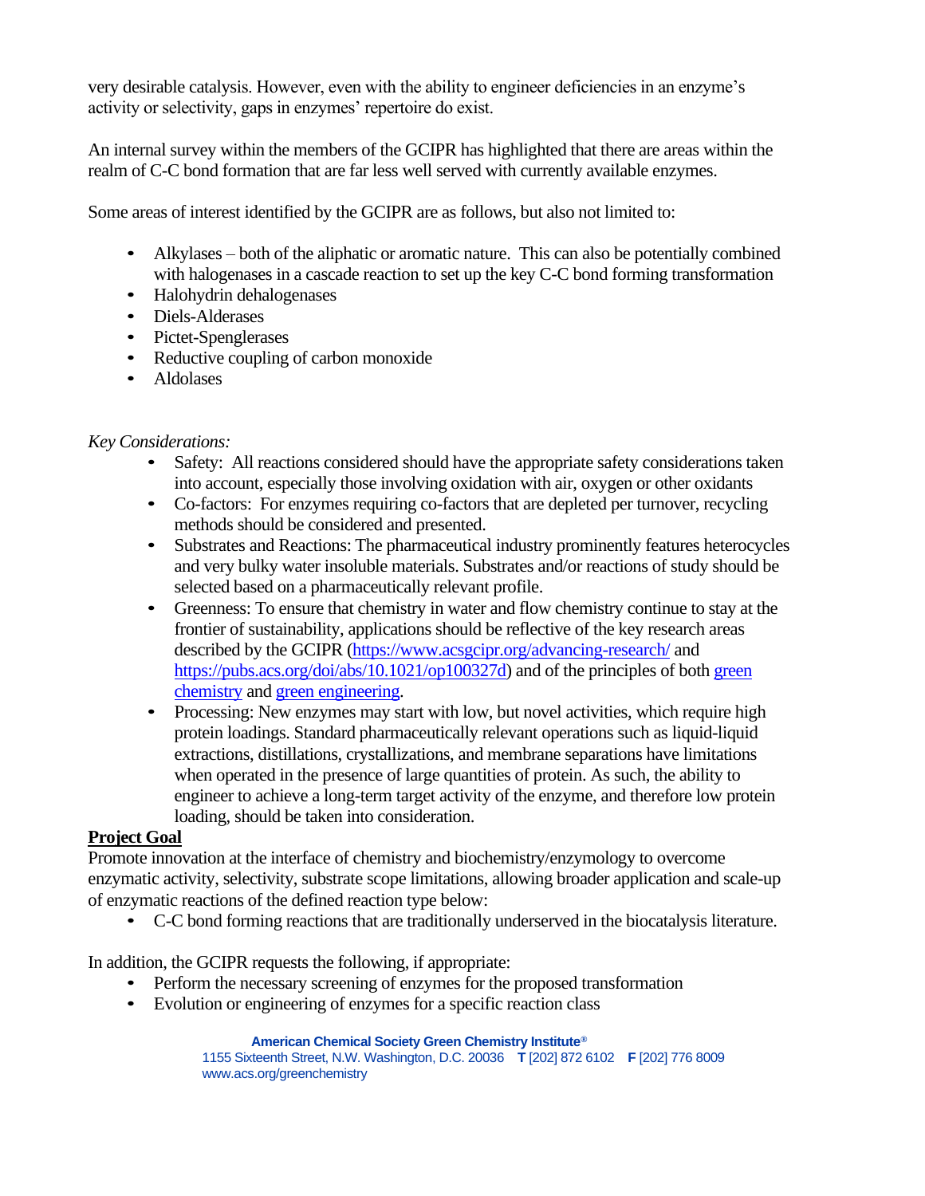very desirable catalysis. However, even with the ability to engineer deficiencies in an enzyme's activity or selectivity, gaps in enzymes' repertoire do exist.

An internal survey within the members of the GCIPR has highlighted that there are areas within the realm of C-C bond formation that are far less well served with currently available enzymes.

Some areas of interest identified by the GCIPR are as follows, but also not limited to:

- Alkylases – both of the aliphatic or aromatic nature. This can also be potentially combined with halogenases in a cascade reaction to set up the key C-C bond forming transformation
- Halohydrin dehalogenases
- Diels-Alderases
- Pictet-Spenglerases
- Reductive coupling of carbon monoxide
- Aldolases

*Key Considerations:*

- Safety: All reactions considered should have the appropriate safety considerations taken into account, especially those involving oxidation with air, oxygen or other oxidants
- Co-factors: For enzymes requiring co-factors that are depleted per turnover, recycling methods should be considered and presented.
- Substrates and Reactions: The pharmaceutical industry prominently features heterocycles and very bulky water insoluble materials. Substrates and/or reactions of study should be selected based on a pharmaceutically relevant profile.
- Greenness: To ensure that chemistry in water and flow chemistry continue to stay at the frontier of sustainability, applications should be reflective of the key research areas described by the GCIPR (https://www.acsgcipr.org/advancing-research/ and https://pubs.acs.org/doi/abs/10.1021/op100327d) and of the principles of both green chemistry and green engineering.
- Processing: New enzymes may start with low, but novel activities, which require high protein loadings. Standard pharmaceutically relevant operations such as liquid-liquid extractions, distillations, crystallizations, and membrane separations have limitations when operated in the presence of large quantities of protein. As such, the ability to engineer to achieve a long-term target activity of the enzyme, and therefore low protein loading, should be taken into consideration.

## Project Goal

Promote innovation at the interface of chemistry and biochemistry/enzymology to overcome enzymatic activity, selectivity, substrate scope limitations, allowing broader application and scale-up of enzymatic reactions of the defined reaction type below:

- C-C bond forming reactions that are traditionally underserved in the biocatalysis literature.

In addition, the GCIPR requests the following, if appropriate:

- Perform the necessary screening of enzymes for the proposed transformation
- Evolution or engineering of enzymes for a specific reaction class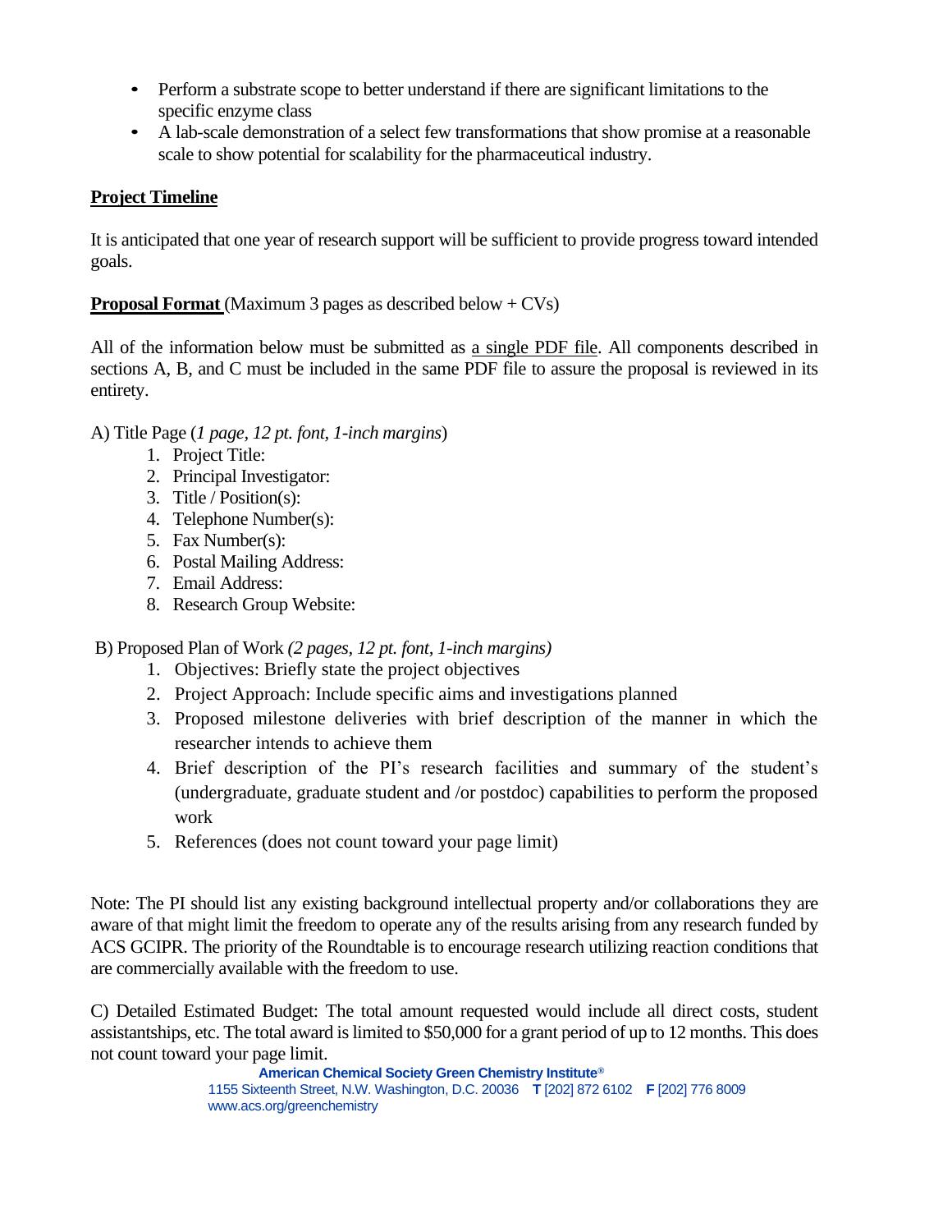- Perform a substrate scope to better understand if there are significant limitations to the specific enzyme class
- A lab-scale demonstration of a select few transformations that show promise at a reasonable scale to show potential for scalability for the pharmaceutical industry.

**Project Timeline**

It is anticipated that one year of research support will be sufficient to provide progress toward intended goals.

**Proposal Format** (Maximum 3 pages as described below + CVs)

All of the information below must be submitted as a single PDF file. All components described in sections A, B, and C must be included in the same PDF file to assure the proposal is reviewed in its entirety.

A) Title Page (*1 page, 12 pt. font, 1-inch margins*)

1. Project Title:
2. Principal Investigator:
3. Title / Position(s):
4. Telephone Number(s):
5. Fax Number(s):
6. Postal Mailing Address:
7. Email Address:
8. Research Group Website:

B) Proposed Plan of Work *(2 pages, 12 pt. font, 1-inch margins)*

1. Objectives: Briefly state the project objectives
2. Project Approach: Include specific aims and investigations planned
3. Proposed milestone deliveries with brief description of the manner in which the researcher intends to achieve them
4. Brief description of the PI's research facilities and summary of the student's (undergraduate, graduate student and /or postdoc) capabilities to perform the proposed work
5. References (does not count toward your page limit)

Note: The PI should list any existing background intellectual property and/or collaborations they are aware of that might limit the freedom to operate any of the results arising from any research funded by ACS GCIPR. The priority of the Roundtable is to encourage research utilizing reaction conditions that are commercially available with the freedom to use.

C) Detailed Estimated Budget: The total amount requested would include all direct costs, student assistantships, etc. The total award is limited to $50,000 for a grant period of up to 12 months. This does not count toward your page limit.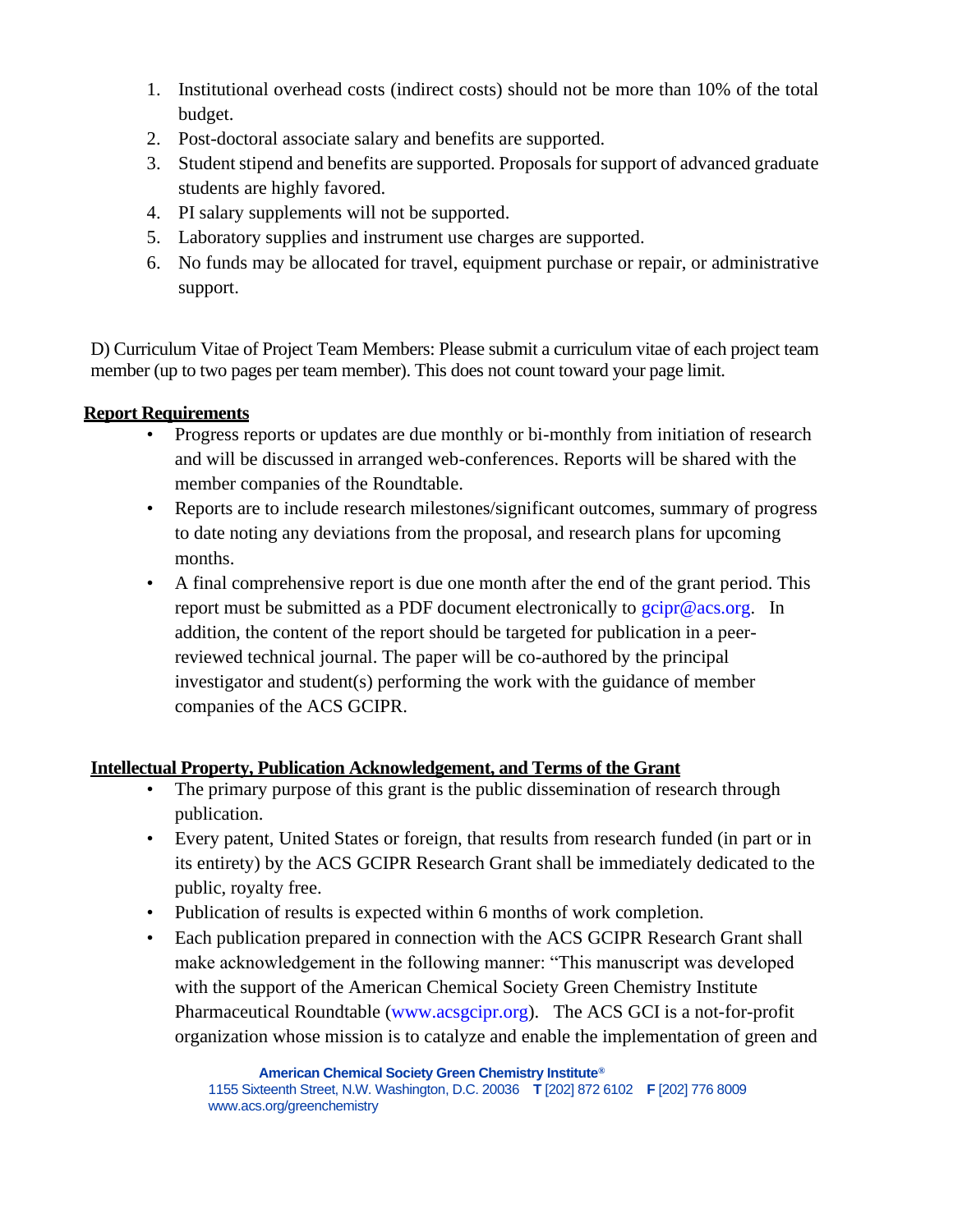1. Institutional overhead costs (indirect costs) should not be more than 10% of the total budget.
2. Post-doctoral associate salary and benefits are supported.
3. Student stipend and benefits are supported. Proposals for support of advanced graduate students are highly favored.
4. PI salary supplements will not be supported.
5. Laboratory supplies and instrument use charges are supported.
6. No funds may be allocated for travel, equipment purchase or repair, or administrative support.

D) Curriculum Vitae of Project Team Members: Please submit a curriculum vitae of each project team member (up to two pages per team member). This does not count toward your page limit.

**<u>Report Requirements</u>**

- Progress reports or updates are due monthly or bi-monthly from initiation of research and will be discussed in arranged web-conferences. Reports will be shared with the member companies of the Roundtable.
- Reports are to include research milestones/significant outcomes, summary of progress to date noting any deviations from the proposal, and research plans for upcoming months.
- A final comprehensive report is due one month after the end of the grant period. This report must be submitted as a PDF document electronically to gcipr@acs.org. In addition, the content of the report should be targeted for publication in a peer-reviewed technical journal. The paper will be co-authored by the principal investigator and student(s) performing the work with the guidance of member companies of the ACS GCIPR.

**<u>Intellectual Property, Publication Acknowledgement, and Terms of the Grant</u>**

- The primary purpose of this grant is the public dissemination of research through publication.
- Every patent, United States or foreign, that results from research funded (in part or in its entirety) by the ACS GCIPR Research Grant shall be immediately dedicated to the public, royalty free.
- Publication of results is expected within 6 months of work completion.
- Each publication prepared in connection with the ACS GCIPR Research Grant shall make acknowledgement in the following manner: "This manuscript was developed with the support of the American Chemical Society Green Chemistry Institute Pharmaceutical Roundtable (www.acsgcipr.org). The ACS GCI is a not-for-profit organization whose mission is to catalyze and enable the implementation of green and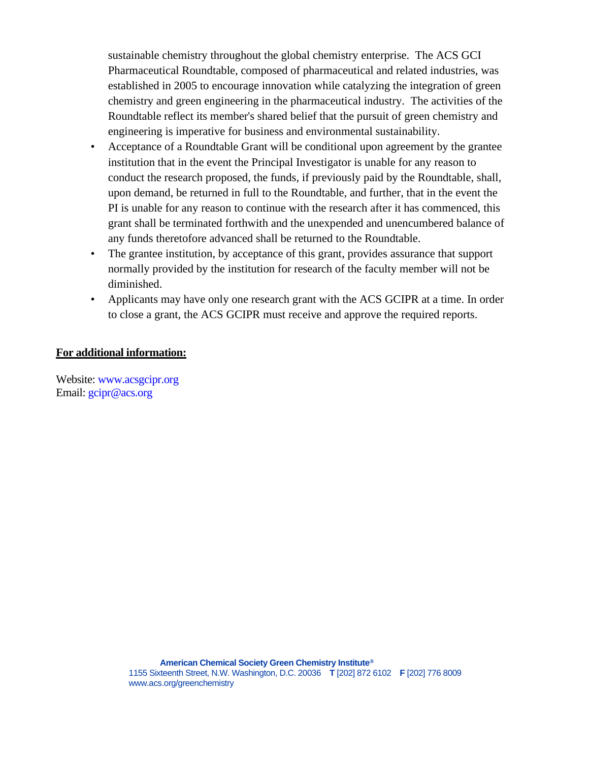sustainable chemistry throughout the global chemistry enterprise. The ACS GCI Pharmaceutical Roundtable, composed of pharmaceutical and related industries, was established in 2005 to encourage innovation while catalyzing the integration of green chemistry and green engineering in the pharmaceutical industry. The activities of the Roundtable reflect its member's shared belief that the pursuit of green chemistry and engineering is imperative for business and environmental sustainability.

- Acceptance of a Roundtable Grant will be conditional upon agreement by the grantee institution that in the event the Principal Investigator is unable for any reason to conduct the research proposed, the funds, if previously paid by the Roundtable, shall, upon demand, be returned in full to the Roundtable, and further, that in the event the PI is unable for any reason to continue with the research after it has commenced, this grant shall be terminated forthwith and the unexpended and unencumbered balance of any funds theretofore advanced shall be returned to the Roundtable.
- The grantee institution, by acceptance of this grant, provides assurance that support normally provided by the institution for research of the faculty member will not be diminished.
- Applicants may have only one research grant with the ACS GCIPR at a time. In order to close a grant, the ACS GCIPR must receive and approve the required reports.

**For additional information:**

Website: www.acsgcipr.org
Email: gcipr@acs.org